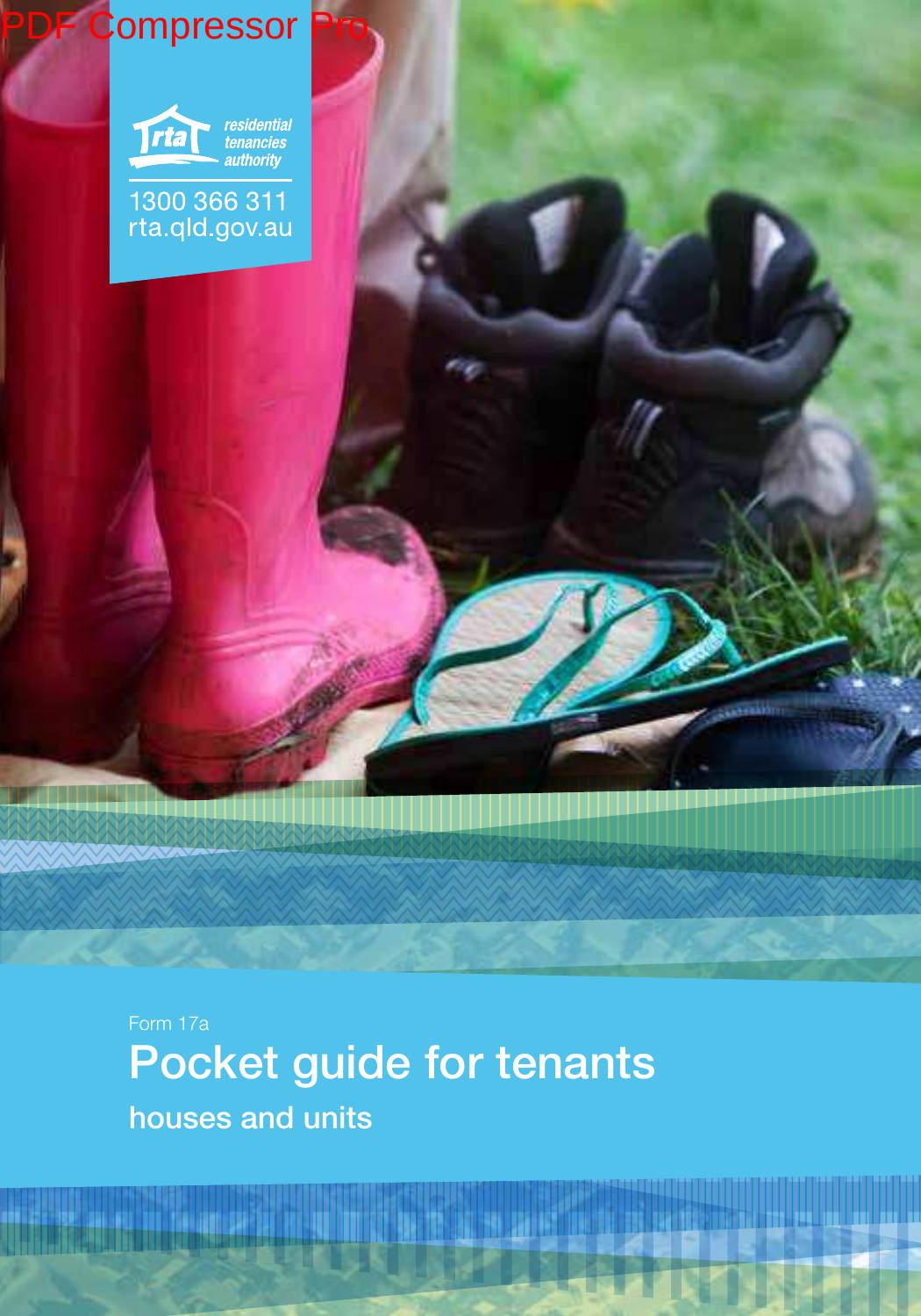residential tenancies authority

1300 366 311
rta.qld.gov.au

Form 17a

# Pocket guide for tenants

## houses and units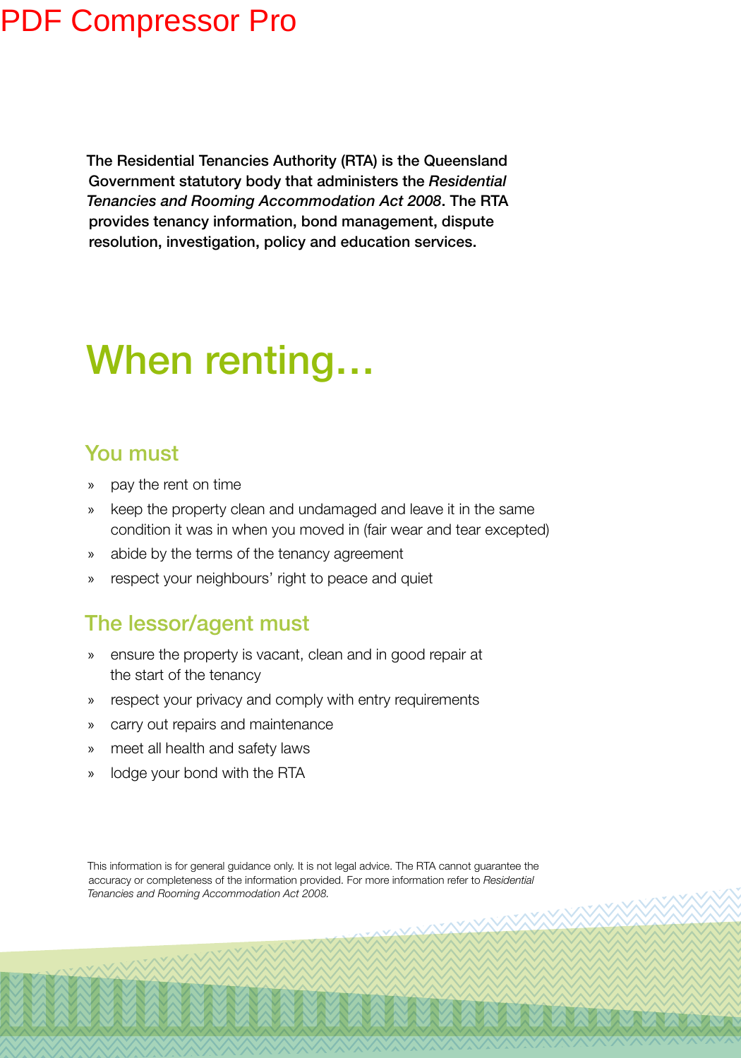**The Residential Tenancies Authority (RTA) is the Queensland Government statutory body that administers the *Residential Tenancies and Rooming Accommodation Act 2008*. The RTA provides tenancy information, bond management, dispute resolution, investigation, policy and education services.**

# When renting…

## You must

- pay the rent on time
- keep the property clean and undamaged and leave it in the same condition it was in when you moved in (fair wear and tear excepted)
- abide by the terms of the tenancy agreement
- respect your neighbours' right to peace and quiet

## The lessor/agent must

- ensure the property is vacant, clean and in good repair at the start of the tenancy
- respect your privacy and comply with entry requirements
- carry out repairs and maintenance
- meet all health and safety laws
- lodge your bond with the RTA

This information is for general guidance only. It is not legal advice. The RTA cannot guarantee the accuracy or completeness of the information provided. For more information refer to *Residential Tenancies and Rooming Accommodation Act 2008.*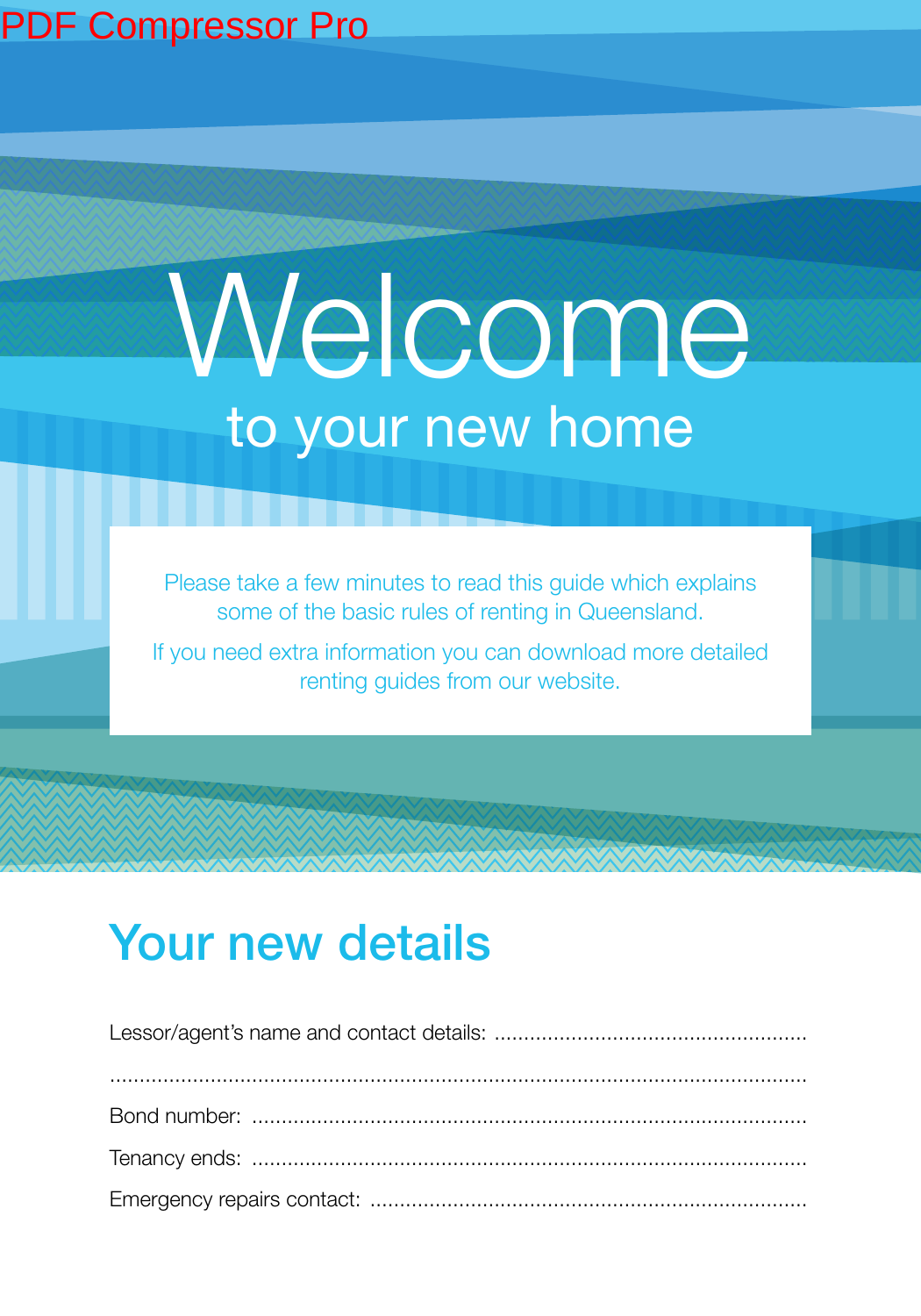# Welcome

## to your new home

Please take a few minutes to read this guide which explains some of the basic rules of renting in Queensland.

If you need extra information you can download more detailed renting guides from our website.

## Your new details

Lessor/agent's name and contact details: ....................................................

.......................................................................................................................

Bond number: ..........................................................................................

Tenancy ends: ..........................................................................................

Emergency repairs contact: ........................................................................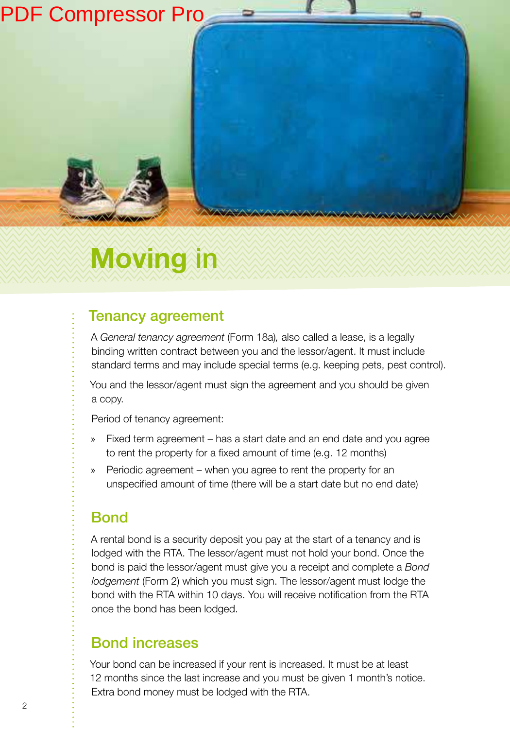# Moving in

## Tenancy agreement

A *General tenancy agreement* (Form 18a), also called a lease, is a legally binding written contract between you and the lessor/agent. It must include standard terms and may include special terms (e.g. keeping pets, pest control).

You and the lessor/agent must sign the agreement and you should be given a copy.

Period of tenancy agreement:

- Fixed term agreement – has a start date and an end date and you agree to rent the property for a fixed amount of time (e.g. 12 months)
- Periodic agreement – when you agree to rent the property for an unspecified amount of time (there will be a start date but no end date)

## Bond

A rental bond is a security deposit you pay at the start of a tenancy and is lodged with the RTA. The lessor/agent must not hold your bond. Once the bond is paid the lessor/agent must give you a receipt and complete a *Bond lodgement* (Form 2) which you must sign. The lessor/agent must lodge the bond with the RTA within 10 days. You will receive notification from the RTA once the bond has been lodged.

## Bond increases

Your bond can be increased if your rent is increased. It must be at least 12 months since the last increase and you must be given 1 month's notice. Extra bond money must be lodged with the RTA.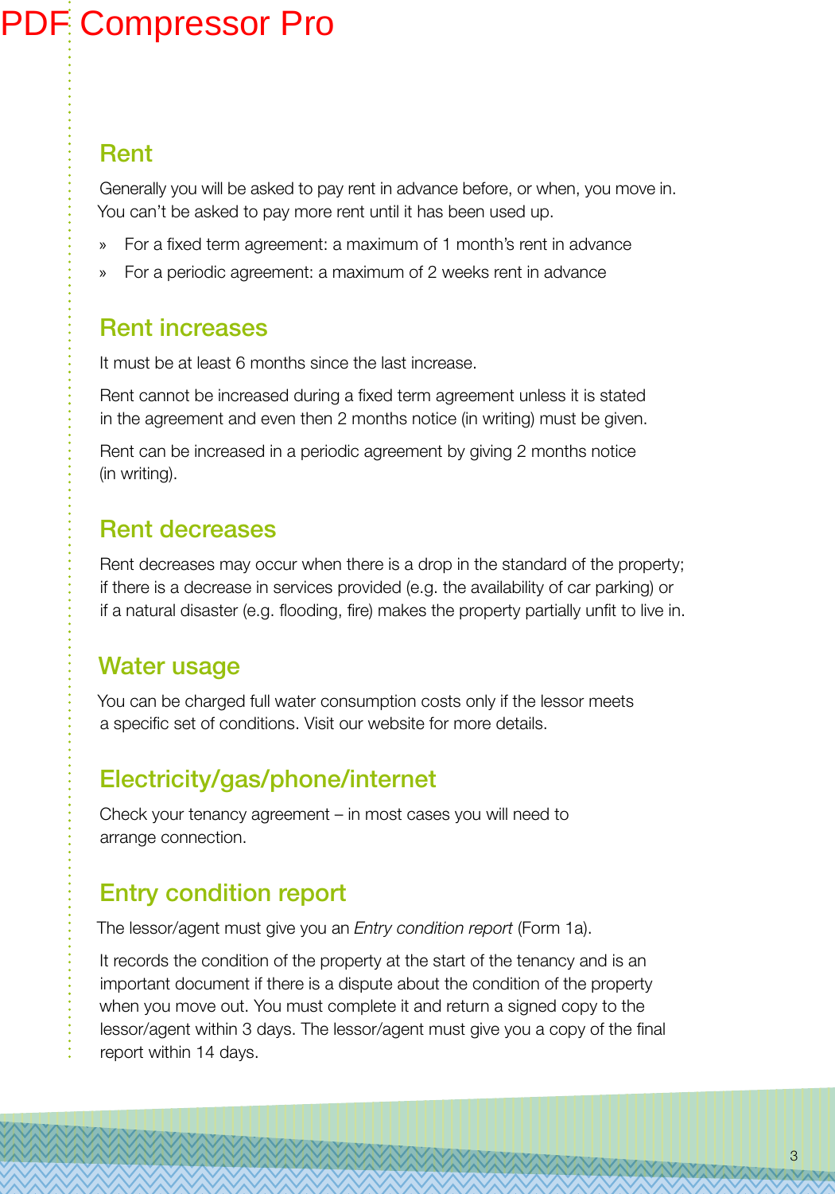## Rent

Generally you will be asked to pay rent in advance before, or when, you move in. You can't be asked to pay more rent until it has been used up.

- For a fixed term agreement: a maximum of 1 month's rent in advance
- For a periodic agreement: a maximum of 2 weeks rent in advance

## Rent increases

It must be at least 6 months since the last increase.

Rent cannot be increased during a fixed term agreement unless it is stated in the agreement and even then 2 months notice (in writing) must be given.

Rent can be increased in a periodic agreement by giving 2 months notice (in writing).

## Rent decreases

Rent decreases may occur when there is a drop in the standard of the property; if there is a decrease in services provided (e.g. the availability of car parking) or if a natural disaster (e.g. flooding, fire) makes the property partially unfit to live in.

## Water usage

You can be charged full water consumption costs only if the lessor meets a specific set of conditions. Visit our website for more details.

## Electricity/gas/phone/internet

Check your tenancy agreement – in most cases you will need to arrange connection.

## Entry condition report

The lessor/agent must give you an *Entry condition report* (Form 1a).

It records the condition of the property at the start of the tenancy and is an important document if there is a dispute about the condition of the property when you move out. You must complete it and return a signed copy to the lessor/agent within 3 days. The lessor/agent must give you a copy of the final report within 14 days.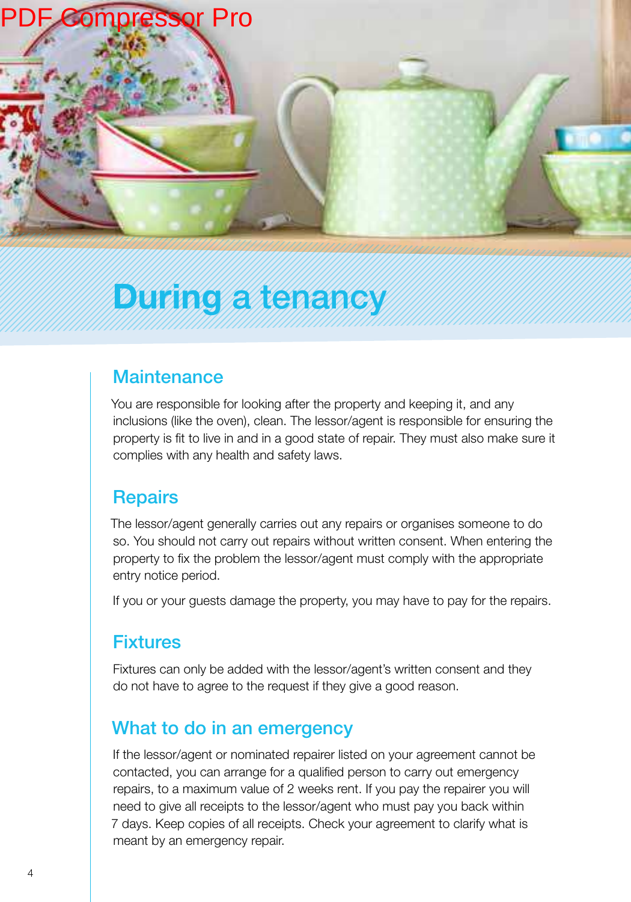# During a tenancy

## Maintenance

You are responsible for looking after the property and keeping it, and any inclusions (like the oven), clean. The lessor/agent is responsible for ensuring the property is fit to live in and in a good state of repair. They must also make sure it complies with any health and safety laws.

## Repairs

The lessor/agent generally carries out any repairs or organises someone to do so. You should not carry out repairs without written consent. When entering the property to fix the problem the lessor/agent must comply with the appropriate entry notice period.

If you or your guests damage the property, you may have to pay for the repairs.

## Fixtures

Fixtures can only be added with the lessor/agent's written consent and they do not have to agree to the request if they give a good reason.

## What to do in an emergency

If the lessor/agent or nominated repairer listed on your agreement cannot be contacted, you can arrange for a qualified person to carry out emergency repairs, to a maximum value of 2 weeks rent. If you pay the repairer you will need to give all receipts to the lessor/agent who must pay you back within 7 days. Keep copies of all receipts. Check your agreement to clarify what is meant by an emergency repair.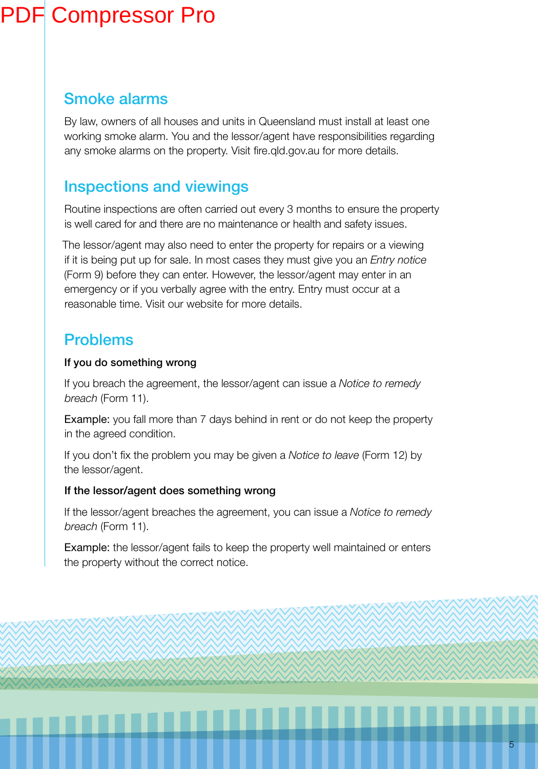## Smoke alarms

By law, owners of all houses and units in Queensland must install at least one working smoke alarm. You and the lessor/agent have responsibilities regarding any smoke alarms on the property. Visit fire.qld.gov.au for more details.

## Inspections and viewings

Routine inspections are often carried out every 3 months to ensure the property is well cared for and there are no maintenance or health and safety issues.

The lessor/agent may also need to enter the property for repairs or a viewing if it is being put up for sale. In most cases they must give you an *Entry notice* (Form 9) before they can enter. However, the lessor/agent may enter in an emergency or if you verbally agree with the entry. Entry must occur at a reasonable time. Visit our website for more details.

## Problems

**If you do something wrong**

If you breach the agreement, the lessor/agent can issue a *Notice to remedy breach* (Form 11).

Example: you fall more than 7 days behind in rent or do not keep the property in the agreed condition.

If you don't fix the problem you may be given a *Notice to leave* (Form 12) by the lessor/agent.

**If the lessor/agent does something wrong**

If the lessor/agent breaches the agreement, you can issue a *Notice to remedy breach* (Form 11).

Example: the lessor/agent fails to keep the property well maintained or enters the property without the correct notice.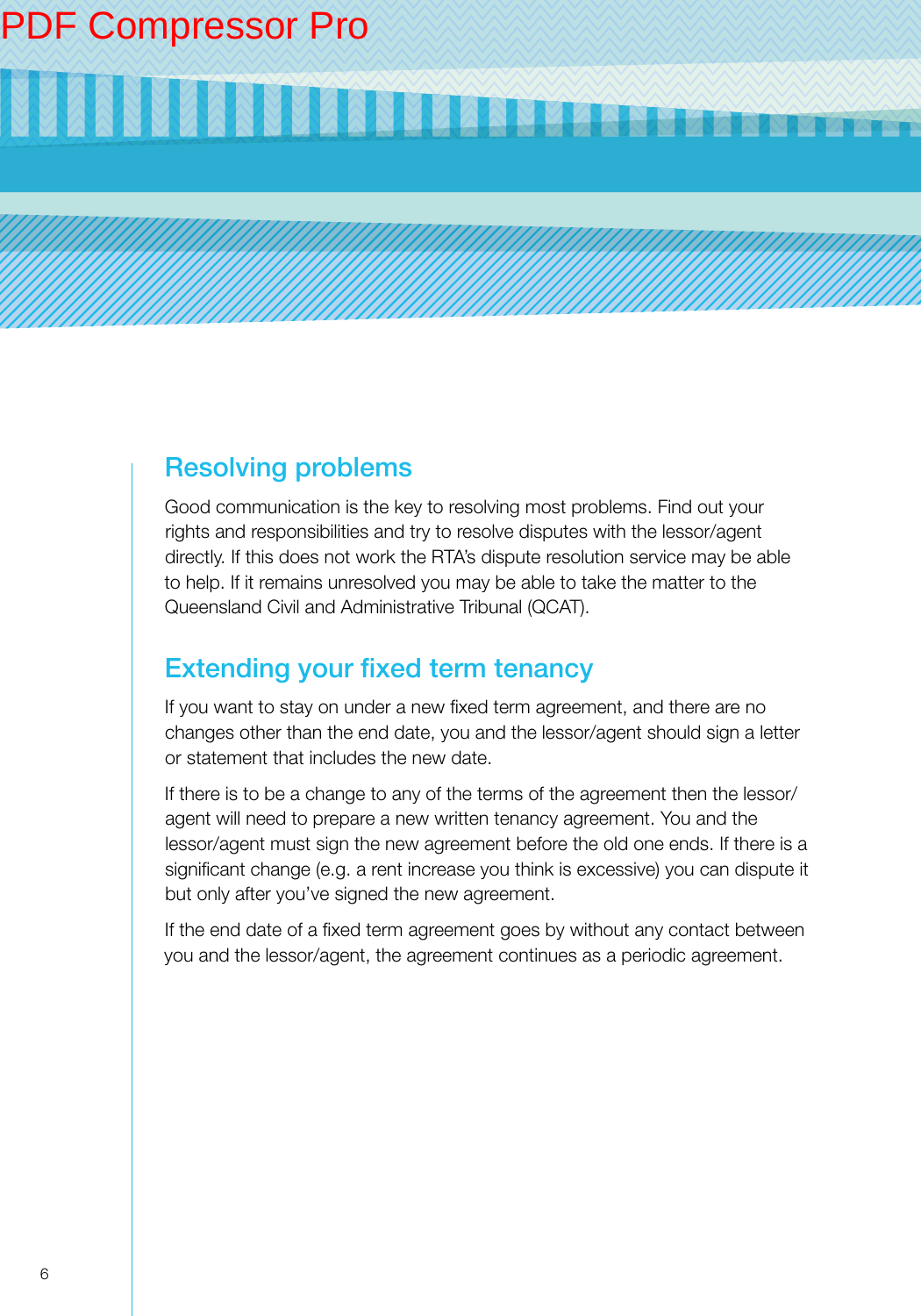## Resolving problems

Good communication is the key to resolving most problems. Find out your rights and responsibilities and try to resolve disputes with the lessor/agent directly. If this does not work the RTA's dispute resolution service may be able to help. If it remains unresolved you may be able to take the matter to the Queensland Civil and Administrative Tribunal (QCAT).

## Extending your fixed term tenancy

If you want to stay on under a new fixed term agreement, and there are no changes other than the end date, you and the lessor/agent should sign a letter or statement that includes the new date.

If there is to be a change to any of the terms of the agreement then the lessor/agent will need to prepare a new written tenancy agreement. You and the lessor/agent must sign the new agreement before the old one ends. If there is a significant change (e.g. a rent increase you think is excessive) you can dispute it but only after you've signed the new agreement.

If the end date of a fixed term agreement goes by without any contact between you and the lessor/agent, the agreement continues as a periodic agreement.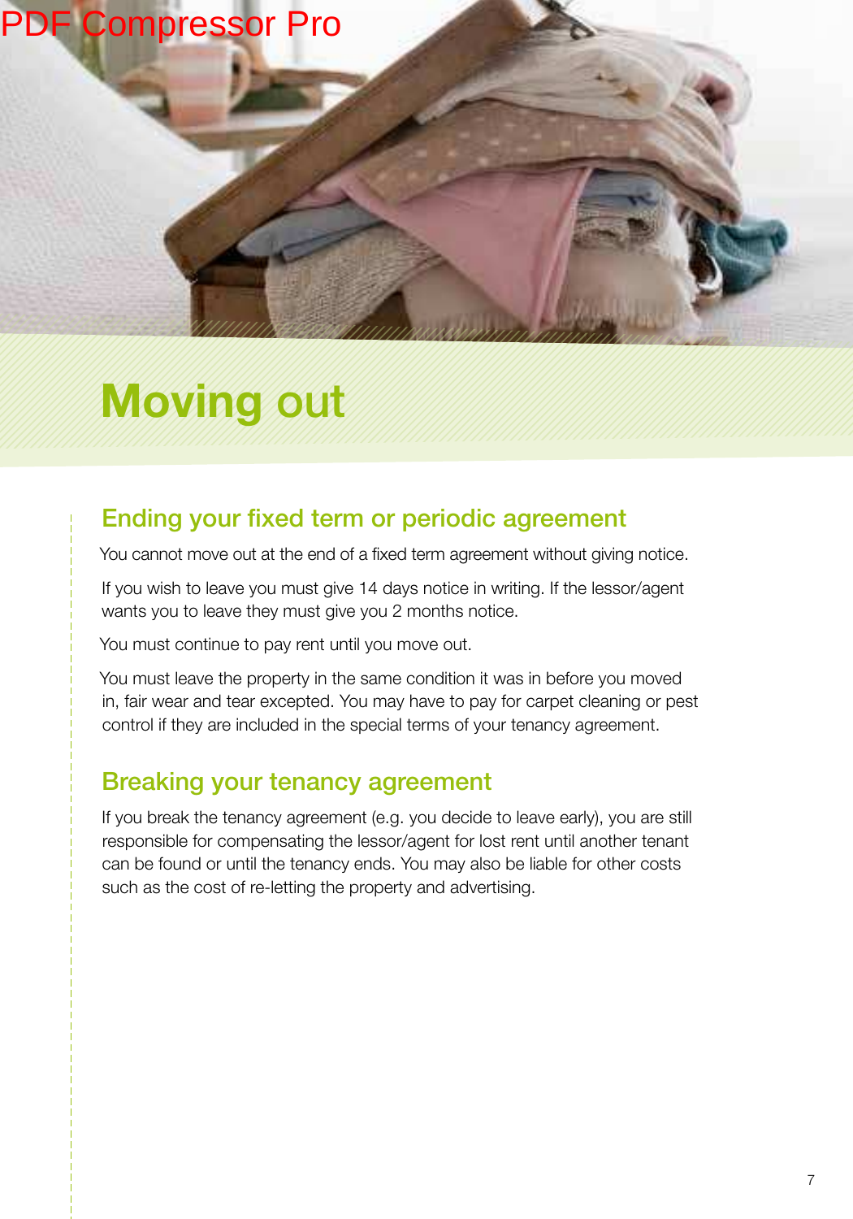# Moving out

## Ending your fixed term or periodic agreement

You cannot move out at the end of a fixed term agreement without giving notice.

If you wish to leave you must give 14 days notice in writing. If the lessor/agent wants you to leave they must give you 2 months notice.

You must continue to pay rent until you move out.

You must leave the property in the same condition it was in before you moved in, fair wear and tear excepted. You may have to pay for carpet cleaning or pest control if they are included in the special terms of your tenancy agreement.

## Breaking your tenancy agreement

If you break the tenancy agreement (e.g. you decide to leave early), you are still responsible for compensating the lessor/agent for lost rent until another tenant can be found or until the tenancy ends. You may also be liable for other costs such as the cost of re-letting the property and advertising.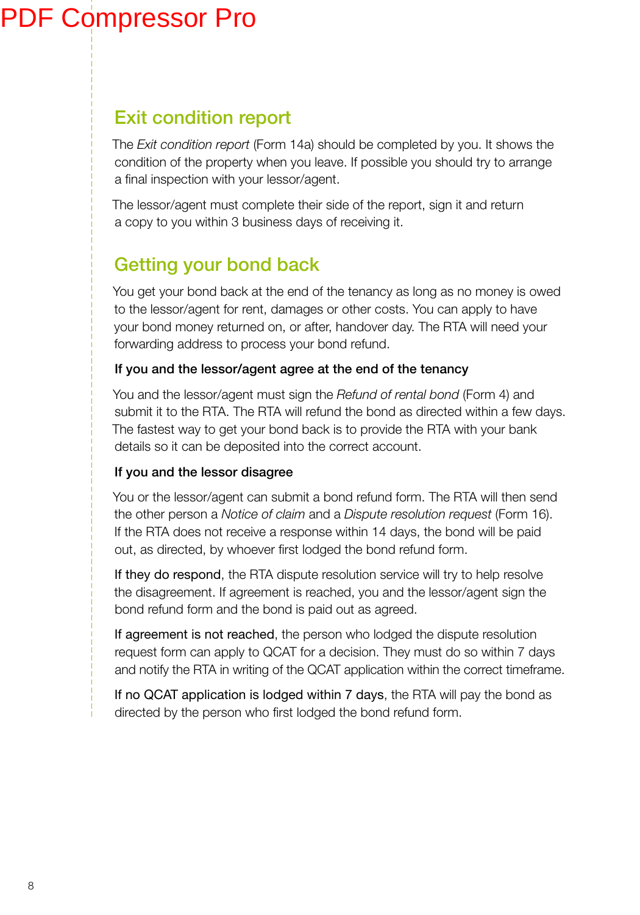## Exit condition report

The *Exit condition report* (Form 14a) should be completed by you. It shows the condition of the property when you leave. If possible you should try to arrange a final inspection with your lessor/agent.

The lessor/agent must complete their side of the report, sign it and return a copy to you within 3 business days of receiving it.

## Getting your bond back

You get your bond back at the end of the tenancy as long as no money is owed to the lessor/agent for rent, damages or other costs. You can apply to have your bond money returned on, or after, handover day. The RTA will need your forwarding address to process your bond refund.

### If you and the lessor/agent agree at the end of the tenancy

You and the lessor/agent must sign the *Refund of rental bond* (Form 4) and submit it to the RTA. The RTA will refund the bond as directed within a few days. The fastest way to get your bond back is to provide the RTA with your bank details so it can be deposited into the correct account.

### If you and the lessor disagree

You or the lessor/agent can submit a bond refund form. The RTA will then send the other person a *Notice of claim* and a *Dispute resolution request* (Form 16). If the RTA does not receive a response within 14 days, the bond will be paid out, as directed, by whoever first lodged the bond refund form.

If they do respond, the RTA dispute resolution service will try to help resolve the disagreement. If agreement is reached, you and the lessor/agent sign the bond refund form and the bond is paid out as agreed.

If agreement is not reached, the person who lodged the dispute resolution request form can apply to QCAT for a decision. They must do so within 7 days and notify the RTA in writing of the QCAT application within the correct timeframe.

If no QCAT application is lodged within 7 days, the RTA will pay the bond as directed by the person who first lodged the bond refund form.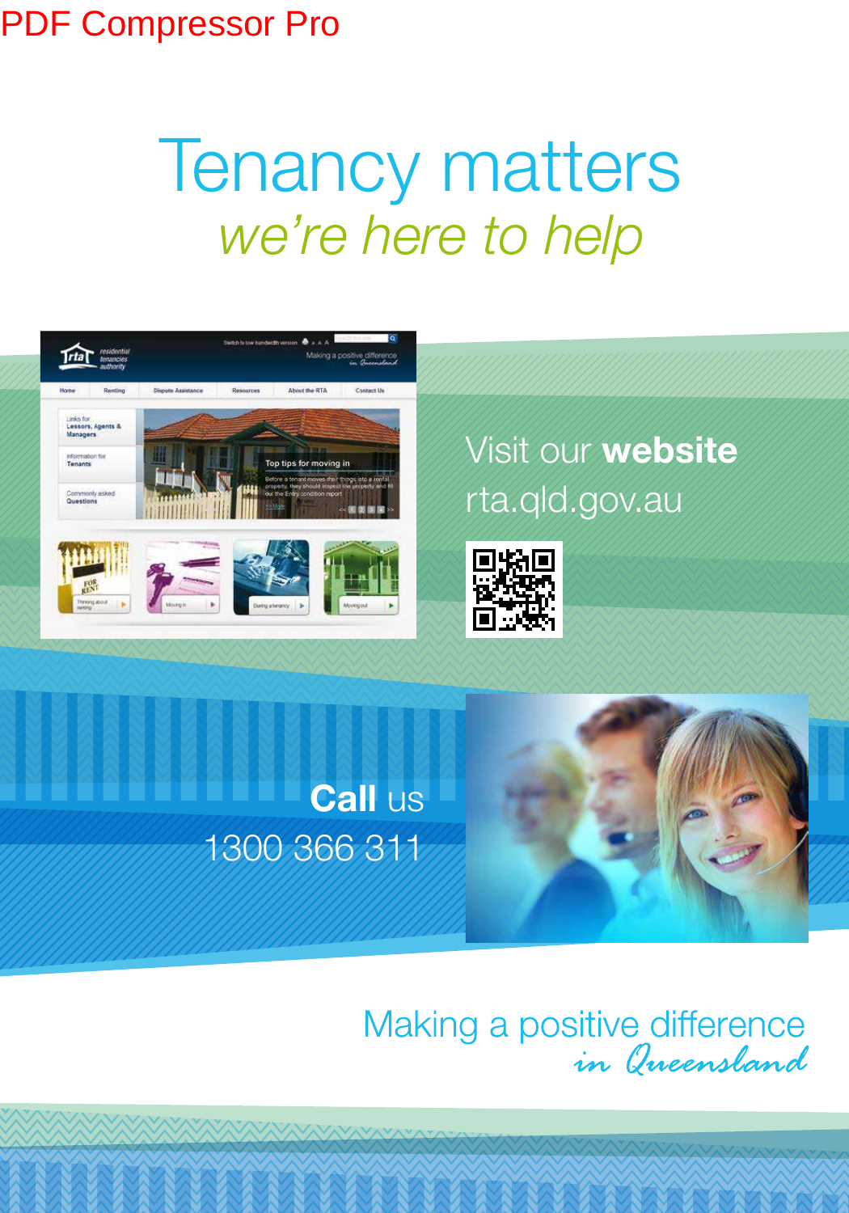# Tenancy matters

*we're here to help*

Visit our **website**

rta.qld.gov.au

**Call** us

1300 366 311

Making a positive difference

*in Queensland*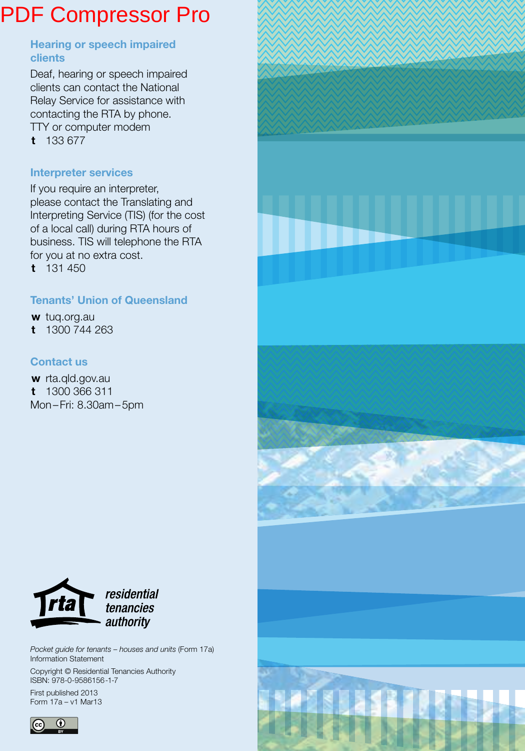PDF Compressor Pro

### Hearing or speech impaired clients

Deaf, hearing or speech impaired clients can contact the National Relay Service for assistance with contacting the RTA by phone.
TTY or computer modem
**t** 133 677

### Interpreter services

If you require an interpreter, please contact the Translating and Interpreting Service (TIS) (for the cost of a local call) during RTA hours of business. TIS will telephone the RTA for you at no extra cost.
**t** 131 450

### Tenants' Union of Queensland

**w** tuq.org.au
**t** 1300 744 263

### Contact us

**w** rta.qld.gov.au
**t** 1300 366 311
Mon – Fri: 8.30am – 5pm

rta residential tenancies authority

*Pocket guide for tenants – houses and units* (Form 17a)
Information Statement

Copyright © Residential Tenancies Authority
ISBN: 978-0-9586156-1-7

First published 2013
Form 17a – v1 Mar13